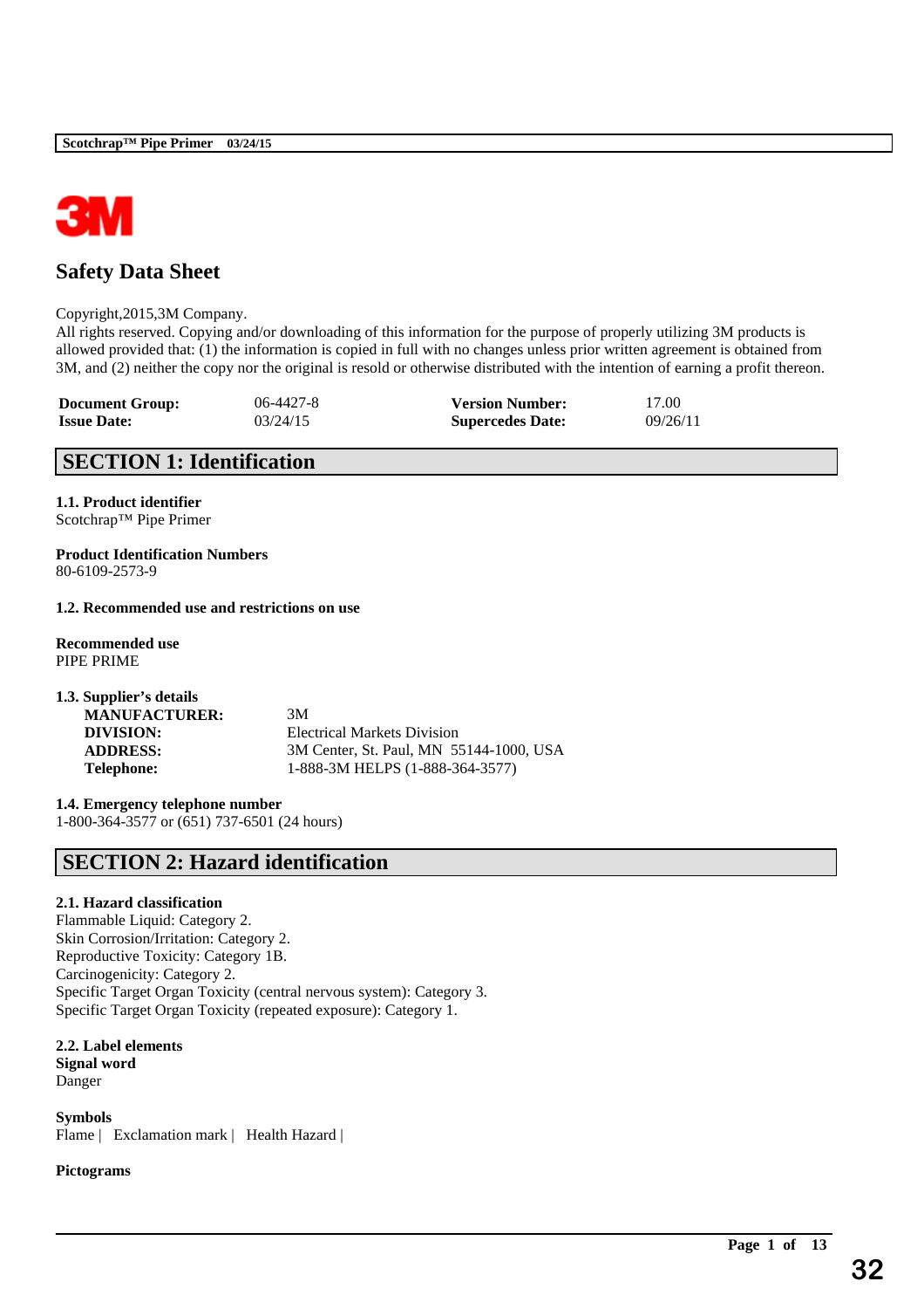# Safety Data Sheet

Copyright,2015,3M Company.
All rights reserved. Copying and/or downloading of this information for the purpose of properly utilizing 3M products is allowed provided that: (1) the information is copied in full with no changes unless prior written agreement is obtained from 3M, and (2) neither the copy nor the original is resold or otherwise distributed with the intention of earning a profit thereon.

| | | | |
|---|---|---|---|
| **Document Group:** | 06-4427-8 | **Version Number:** | 17.00 |
| **Issue Date:** | 03/24/15 | **Supercedes Date:** | 09/26/11 |

## SECTION 1: Identification

**1.1. Product identifier**
Scotchrap™ Pipe Primer

**Product Identification Numbers**
80-6109-2573-9

**1.2. Recommended use and restrictions on use**

**Recommended use**
PIPE PRIME

**1.3. Supplier's details**

| | |
|---|---|
| **MANUFACTURER:** | 3M |
| **DIVISION:** | Electrical Markets Division |
| **ADDRESS:** | 3M Center, St. Paul, MN 55144-1000, USA |
| **Telephone:** | 1-888-3M HELPS (1-888-364-3577) |

**1.4. Emergency telephone number**
1-800-364-3577 or (651) 737-6501 (24 hours)

## SECTION 2: Hazard identification

**2.1. Hazard classification**
Flammable Liquid: Category 2.
Skin Corrosion/Irritation: Category 2.
Reproductive Toxicity: Category 1B.
Carcinogenicity: Category 2.
Specific Target Organ Toxicity (central nervous system): Category 3.
Specific Target Organ Toxicity (repeated exposure): Category 1.

**2.2. Label elements**
**Signal word**
Danger

**Symbols**
Flame | Exclamation mark | Health Hazard |

**Pictograms**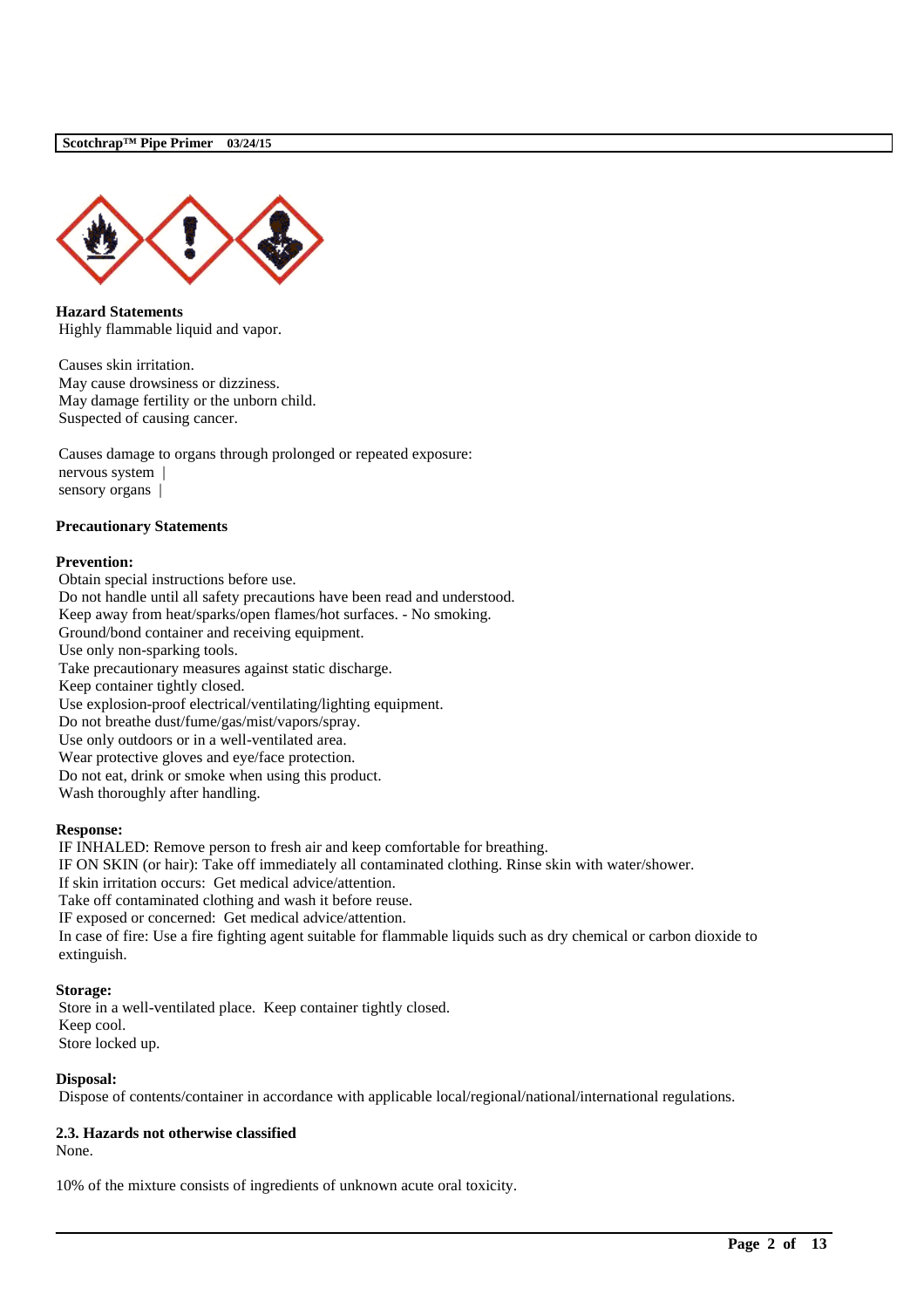**Hazard Statements**

Highly flammable liquid and vapor.

Causes skin irritation.
May cause drowsiness or dizziness.
May damage fertility or the unborn child.
Suspected of causing cancer.

Causes damage to organs through prolonged or repeated exposure:
nervous system |
sensory organs |

**Precautionary Statements**

**Prevention:**

Obtain special instructions before use.
Do not handle until all safety precautions have been read and understood.
Keep away from heat/sparks/open flames/hot surfaces. - No smoking.
Ground/bond container and receiving equipment.
Use only non-sparking tools.
Take precautionary measures against static discharge.
Keep container tightly closed.
Use explosion-proof electrical/ventilating/lighting equipment.
Do not breathe dust/fume/gas/mist/vapors/spray.
Use only outdoors or in a well-ventilated area.
Wear protective gloves and eye/face protection.
Do not eat, drink or smoke when using this product.
Wash thoroughly after handling.

**Response:**

IF INHALED: Remove person to fresh air and keep comfortable for breathing.
IF ON SKIN (or hair): Take off immediately all contaminated clothing. Rinse skin with water/shower.
If skin irritation occurs: Get medical advice/attention.
Take off contaminated clothing and wash it before reuse.
IF exposed or concerned: Get medical advice/attention.
In case of fire: Use a fire fighting agent suitable for flammable liquids such as dry chemical or carbon dioxide to extinguish.

**Storage:**

Store in a well-ventilated place. Keep container tightly closed.
Keep cool.
Store locked up.

**Disposal:**

Dispose of contents/container in accordance with applicable local/regional/national/international regulations.

**2.3. Hazards not otherwise classified**

None.

10% of the mixture consists of ingredients of unknown acute oral toxicity.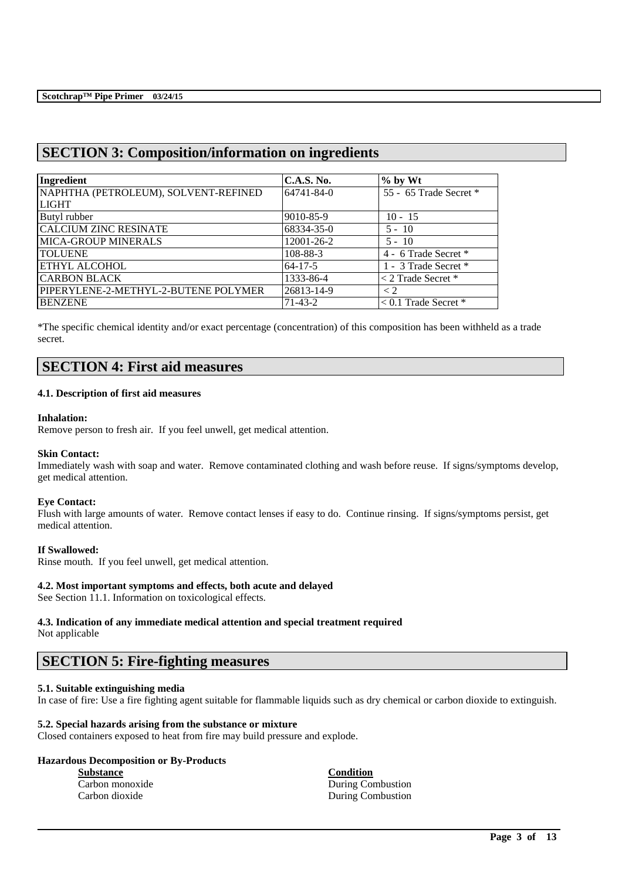## SECTION 3: Composition/information on ingredients

| Ingredient | C.A.S. No. | % by Wt |
|---|---|---|
| NAPHTHA (PETROLEUM), SOLVENT-REFINED LIGHT | 64741-84-0 | 55 - 65 Trade Secret * |
| Butyl rubber | 9010-85-9 | 10 - 15 |
| CALCIUM ZINC RESINATE | 68334-35-0 | 5 - 10 |
| MICA-GROUP MINERALS | 12001-26-2 | 5 - 10 |
| TOLUENE | 108-88-3 | 4 - 6 Trade Secret * |
| ETHYL ALCOHOL | 64-17-5 | 1 - 3 Trade Secret * |
| CARBON BLACK | 1333-86-4 | < 2 Trade Secret * |
| PIPERYLENE-2-METHYL-2-BUTENE POLYMER | 26813-14-9 | < 2 |
| BENZENE | 71-43-2 | < 0.1 Trade Secret * |

*The specific chemical identity and/or exact percentage (concentration) of this composition has been withheld as a trade secret.

## SECTION 4: First aid measures

### 4.1. Description of first aid measures

**Inhalation:**
Remove person to fresh air. If you feel unwell, get medical attention.

**Skin Contact:**
Immediately wash with soap and water. Remove contaminated clothing and wash before reuse. If signs/symptoms develop, get medical attention.

**Eye Contact:**
Flush with large amounts of water. Remove contact lenses if easy to do. Continue rinsing. If signs/symptoms persist, get medical attention.

**If Swallowed:**
Rinse mouth. If you feel unwell, get medical attention.

### 4.2. Most important symptoms and effects, both acute and delayed

See Section 11.1. Information on toxicological effects.

### 4.3. Indication of any immediate medical attention and special treatment required

Not applicable

## SECTION 5: Fire-fighting measures

### 5.1. Suitable extinguishing media

In case of fire: Use a fire fighting agent suitable for flammable liquids such as dry chemical or carbon dioxide to extinguish.

### 5.2. Special hazards arising from the substance or mixture

Closed containers exposed to heat from fire may build pressure and explode.

**Hazardous Decomposition or By-Products**

| Substance | Condition |
|---|---|
| Carbon monoxide | During Combustion |
| Carbon dioxide | During Combustion |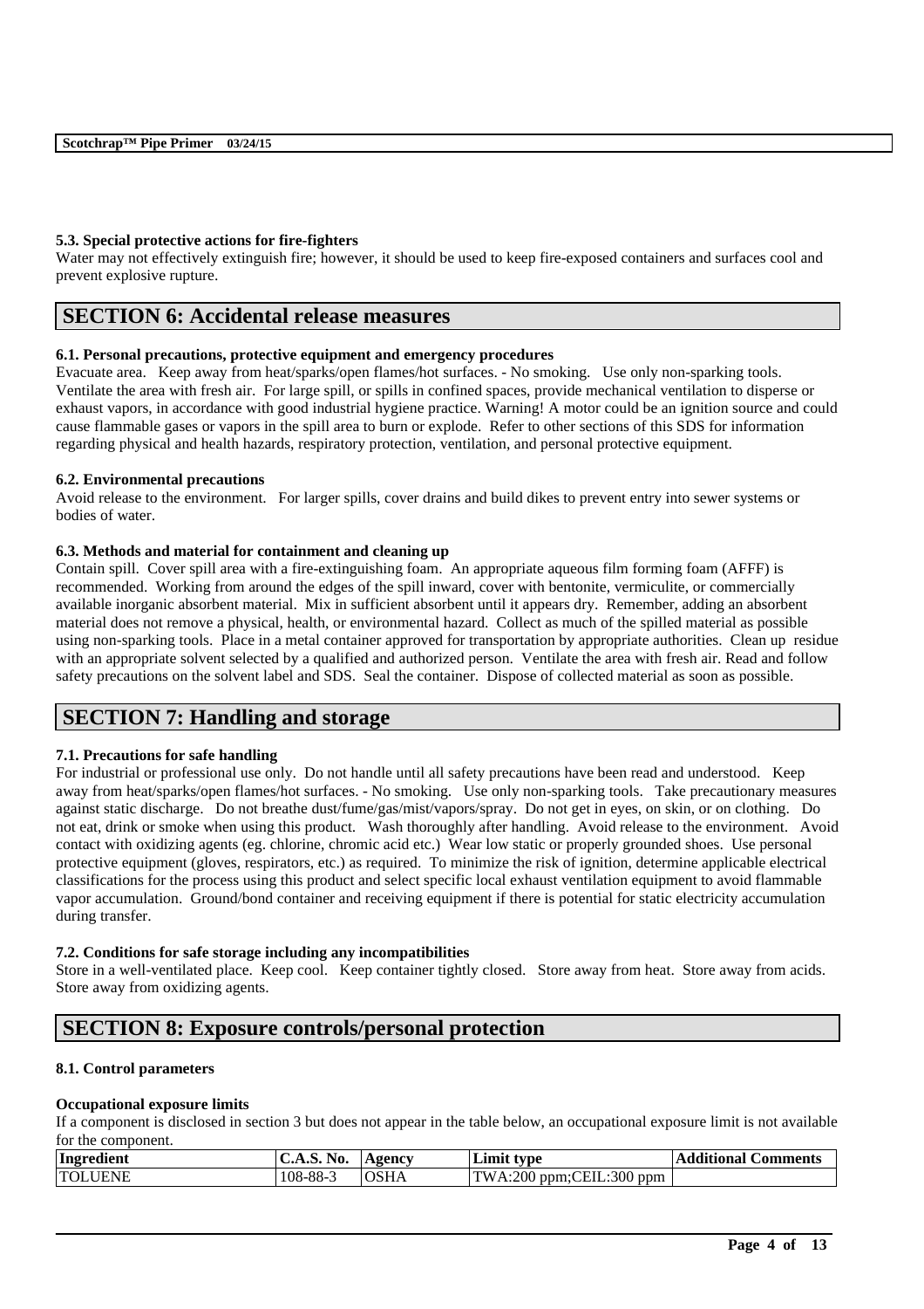### 5.3. Special protective actions for fire-fighters

Water may not effectively extinguish fire; however, it should be used to keep fire-exposed containers and surfaces cool and prevent explosive rupture.

## SECTION 6: Accidental release measures

### 6.1. Personal precautions, protective equipment and emergency procedures

Evacuate area. Keep away from heat/sparks/open flames/hot surfaces. - No smoking. Use only non-sparking tools. Ventilate the area with fresh air. For large spill, or spills in confined spaces, provide mechanical ventilation to disperse or exhaust vapors, in accordance with good industrial hygiene practice. Warning! A motor could be an ignition source and could cause flammable gases or vapors in the spill area to burn or explode. Refer to other sections of this SDS for information regarding physical and health hazards, respiratory protection, ventilation, and personal protective equipment.

### 6.2. Environmental precautions

Avoid release to the environment. For larger spills, cover drains and build dikes to prevent entry into sewer systems or bodies of water.

### 6.3. Methods and material for containment and cleaning up

Contain spill. Cover spill area with a fire-extinguishing foam. An appropriate aqueous film forming foam (AFFF) is recommended. Working from around the edges of the spill inward, cover with bentonite, vermiculite, or commercially available inorganic absorbent material. Mix in sufficient absorbent until it appears dry. Remember, adding an absorbent material does not remove a physical, health, or environmental hazard. Collect as much of the spilled material as possible using non-sparking tools. Place in a metal container approved for transportation by appropriate authorities. Clean up residue with an appropriate solvent selected by a qualified and authorized person. Ventilate the area with fresh air. Read and follow safety precautions on the solvent label and SDS. Seal the container. Dispose of collected material as soon as possible.

## SECTION 7: Handling and storage

### 7.1. Precautions for safe handling

For industrial or professional use only. Do not handle until all safety precautions have been read and understood. Keep away from heat/sparks/open flames/hot surfaces. - No smoking. Use only non-sparking tools. Take precautionary measures against static discharge. Do not breathe dust/fume/gas/mist/vapors/spray. Do not get in eyes, on skin, or on clothing. Do not eat, drink or smoke when using this product. Wash thoroughly after handling. Avoid release to the environment. Avoid contact with oxidizing agents (eg. chlorine, chromic acid etc.) Wear low static or properly grounded shoes. Use personal protective equipment (gloves, respirators, etc.) as required. To minimize the risk of ignition, determine applicable electrical classifications for the process using this product and select specific local exhaust ventilation equipment to avoid flammable vapor accumulation. Ground/bond container and receiving equipment if there is potential for static electricity accumulation during transfer.

### 7.2. Conditions for safe storage including any incompatibilities

Store in a well-ventilated place. Keep cool. Keep container tightly closed. Store away from heat. Store away from acids. Store away from oxidizing agents.

## SECTION 8: Exposure controls/personal protection

### 8.1. Control parameters

**Occupational exposure limits**

If a component is disclosed in section 3 but does not appear in the table below, an occupational exposure limit is not available for the component.

| Ingredient | C.A.S. No. | Agency | Limit type | Additional Comments |
|---|---|---|---|---|
| TOLUENE | 108-88-3 | OSHA | TWA:200 ppm;CEIL:300 ppm | |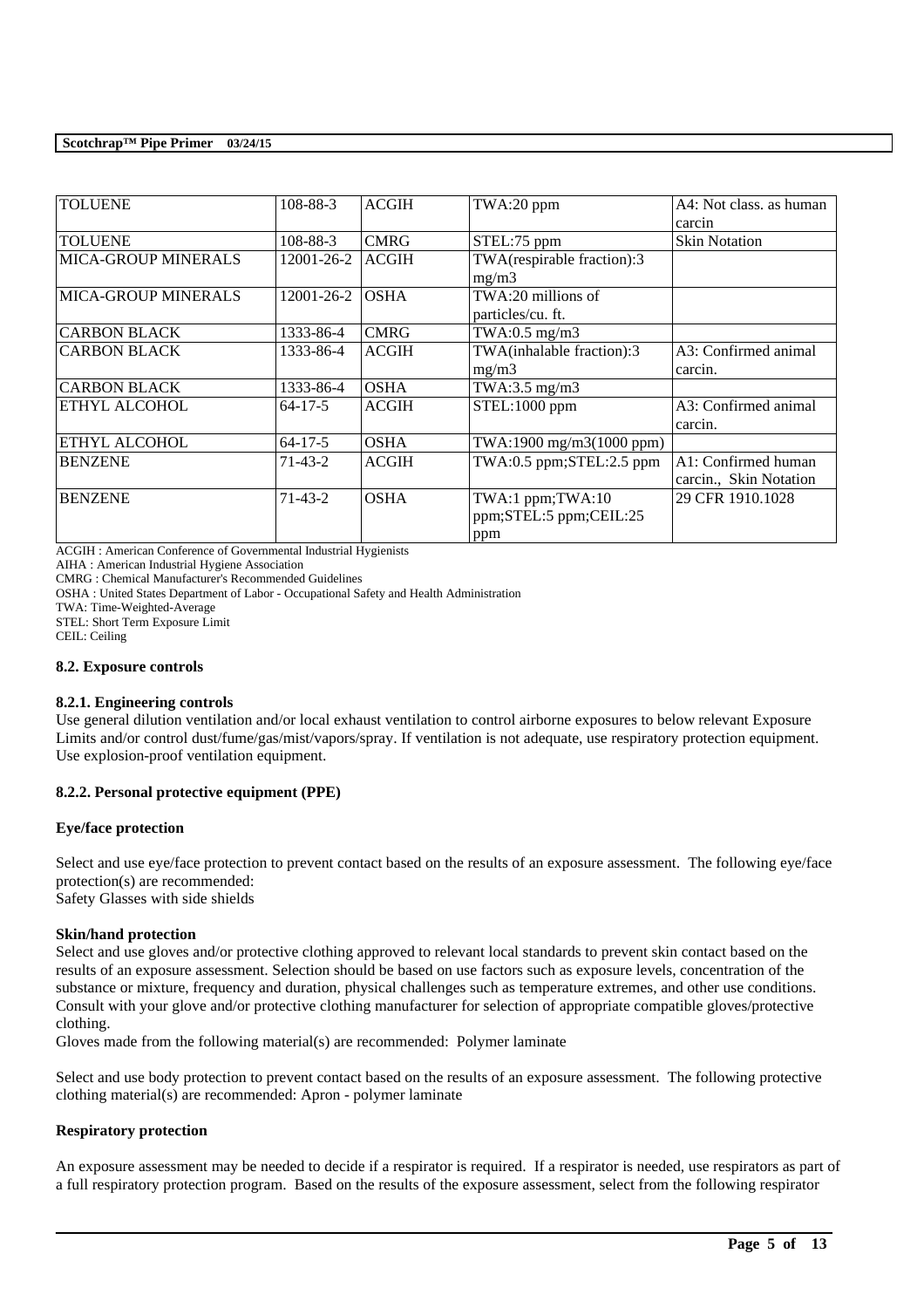| TOLUENE | 108-88-3 | ACGIH | TWA:20 ppm | A4: Not class. as human carcin |
|---|---|---|---|---|
| TOLUENE | 108-88-3 | CMRG | STEL:75 ppm | Skin Notation |
| MICA-GROUP MINERALS | 12001-26-2 | ACGIH | TWA(respirable fraction):3 mg/m3 | |
| MICA-GROUP MINERALS | 12001-26-2 | OSHA | TWA:20 millions of particles/cu. ft. | |
| CARBON BLACK | 1333-86-4 | CMRG | TWA:0.5 mg/m3 | |
| CARBON BLACK | 1333-86-4 | ACGIH | TWA(inhalable fraction):3 mg/m3 | A3: Confirmed animal carcin. |
| CARBON BLACK | 1333-86-4 | OSHA | TWA:3.5 mg/m3 | |
| ETHYL ALCOHOL | 64-17-5 | ACGIH | STEL:1000 ppm | A3: Confirmed animal carcin. |
| ETHYL ALCOHOL | 64-17-5 | OSHA | TWA:1900 mg/m3(1000 ppm) | |
| BENZENE | 71-43-2 | ACGIH | TWA:0.5 ppm;STEL:2.5 ppm | A1: Confirmed human carcin., Skin Notation |
| BENZENE | 71-43-2 | OSHA | TWA:1 ppm;TWA:10 ppm;STEL:5 ppm;CEIL:25 ppm | 29 CFR 1910.1028 |

ACGIH : American Conference of Governmental Industrial Hygienists
AIHA : American Industrial Hygiene Association
CMRG : Chemical Manufacturer's Recommended Guidelines
OSHA : United States Department of Labor - Occupational Safety and Health Administration
TWA: Time-Weighted-Average
STEL: Short Term Exposure Limit
CEIL: Ceiling

### 8.2. Exposure controls

#### 8.2.1. Engineering controls

Use general dilution ventilation and/or local exhaust ventilation to control airborne exposures to below relevant Exposure Limits and/or control dust/fume/gas/mist/vapors/spray. If ventilation is not adequate, use respiratory protection equipment. Use explosion-proof ventilation equipment.

#### 8.2.2. Personal protective equipment (PPE)

**Eye/face protection**

Select and use eye/face protection to prevent contact based on the results of an exposure assessment. The following eye/face protection(s) are recommended:
Safety Glasses with side shields

**Skin/hand protection**

Select and use gloves and/or protective clothing approved to relevant local standards to prevent skin contact based on the results of an exposure assessment. Selection should be based on use factors such as exposure levels, concentration of the substance or mixture, frequency and duration, physical challenges such as temperature extremes, and other use conditions. Consult with your glove and/or protective clothing manufacturer for selection of appropriate compatible gloves/protective clothing.
Gloves made from the following material(s) are recommended: Polymer laminate

Select and use body protection to prevent contact based on the results of an exposure assessment. The following protective clothing material(s) are recommended: Apron - polymer laminate

**Respiratory protection**

An exposure assessment may be needed to decide if a respirator is required. If a respirator is needed, use respirators as part of a full respiratory protection program. Based on the results of the exposure assessment, select from the following respirator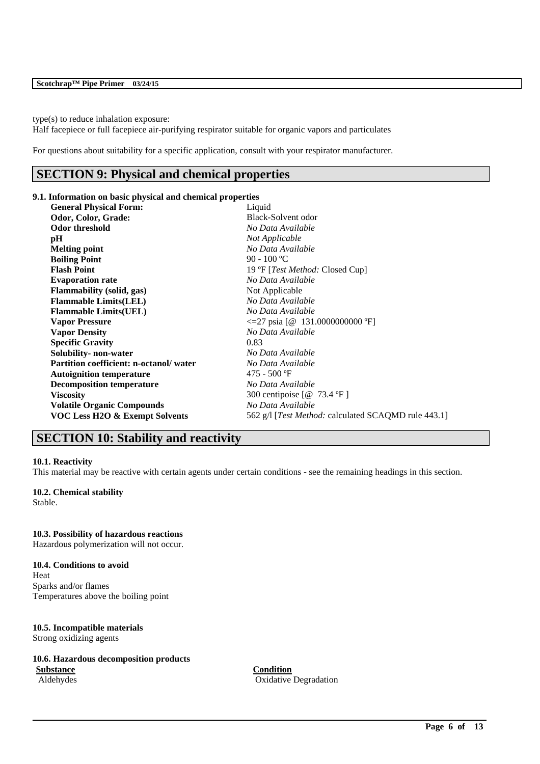type(s) to reduce inhalation exposure:
Half facepiece or full facepiece air-purifying respirator suitable for organic vapors and particulates

For questions about suitability for a specific application, consult with your respirator manufacturer.

## SECTION 9: Physical and chemical properties

### 9.1. Information on basic physical and chemical properties

| | |
|---|---|
| **General Physical Form:** | Liquid |
| **Odor, Color, Grade:** | Black-Solvent odor |
| **Odor threshold** | *No Data Available* |
| **pH** | *Not Applicable* |
| **Melting point** | *No Data Available* |
| **Boiling Point** | 90 - 100 ºC |
| **Flash Point** | 19 ºF [*Test Method:* Closed Cup] |
| **Evaporation rate** | *No Data Available* |
| **Flammability (solid, gas)** | Not Applicable |
| **Flammable Limits(LEL)** | *No Data Available* |
| **Flammable Limits(UEL)** | *No Data Available* |
| **Vapor Pressure** | <=27 psia [@ 131.0000000000 ºF] |
| **Vapor Density** | *No Data Available* |
| **Specific Gravity** | 0.83 |
| **Solubility- non-water** | *No Data Available* |
| **Partition coefficient: n-octanol/ water** | *No Data Available* |
| **Autoignition temperature** | 475 - 500 ºF |
| **Decomposition temperature** | *No Data Available* |
| **Viscosity** | 300 centipoise [@ 73.4 ºF ] |
| **Volatile Organic Compounds** | *No Data Available* |
| **VOC Less H2O & Exempt Solvents** | 562 g/l [*Test Method:* calculated SCAQMD rule 443.1] |

## SECTION 10: Stability and reactivity

### 10.1. Reactivity
This material may be reactive with certain agents under certain conditions - see the remaining headings in this section.

### 10.2. Chemical stability
Stable.

### 10.3. Possibility of hazardous reactions
Hazardous polymerization will not occur.

### 10.4. Conditions to avoid
Heat
Sparks and/or flames
Temperatures above the boiling point

### 10.5. Incompatible materials
Strong oxidizing agents

### 10.6. Hazardous decomposition products

| **Substance** | **Condition** |
|---|---|
| Aldehydes | Oxidative Degradation |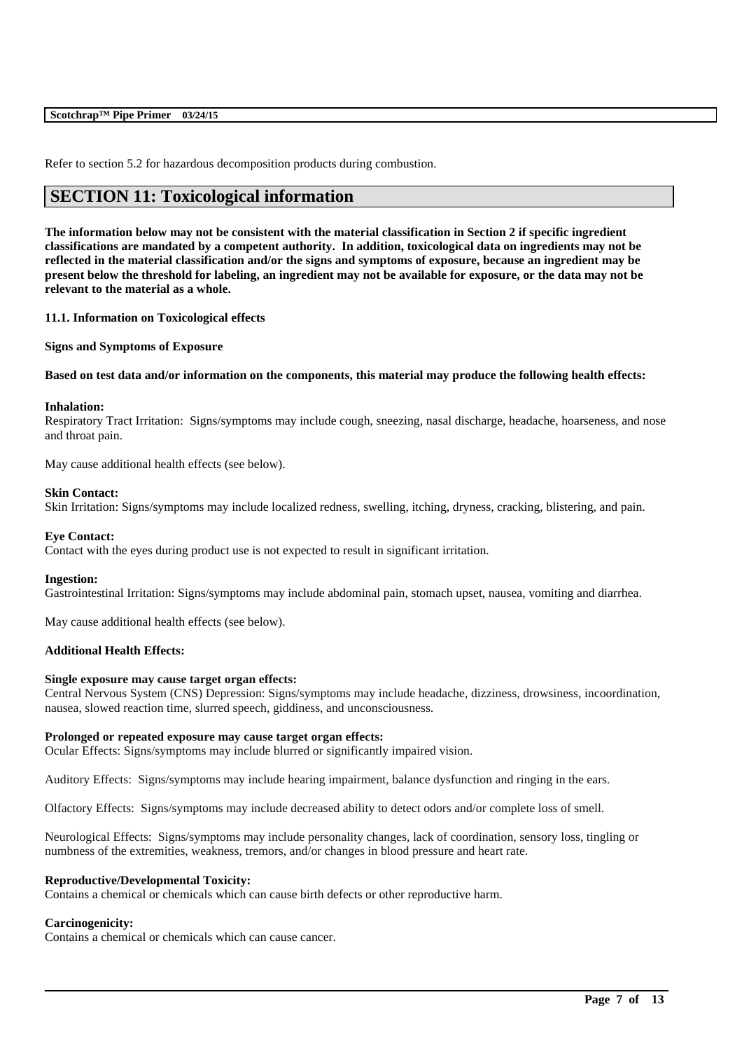Refer to section 5.2 for hazardous decomposition products during combustion.

# SECTION 11: Toxicological information

**The information below may not be consistent with the material classification in Section 2 if specific ingredient classifications are mandated by a competent authority. In addition, toxicological data on ingredients may not be reflected in the material classification and/or the signs and symptoms of exposure, because an ingredient may be present below the threshold for labeling, an ingredient may not be available for exposure, or the data may not be relevant to the material as a whole.**

### 11.1. Information on Toxicological effects

**Signs and Symptoms of Exposure**

**Based on test data and/or information on the components, this material may produce the following health effects:**

**Inhalation:**
Respiratory Tract Irritation: Signs/symptoms may include cough, sneezing, nasal discharge, headache, hoarseness, and nose and throat pain.

May cause additional health effects (see below).

**Skin Contact:**
Skin Irritation: Signs/symptoms may include localized redness, swelling, itching, dryness, cracking, blistering, and pain.

**Eye Contact:**
Contact with the eyes during product use is not expected to result in significant irritation.

**Ingestion:**
Gastrointestinal Irritation: Signs/symptoms may include abdominal pain, stomach upset, nausea, vomiting and diarrhea.

May cause additional health effects (see below).

**Additional Health Effects:**

**Single exposure may cause target organ effects:**
Central Nervous System (CNS) Depression: Signs/symptoms may include headache, dizziness, drowsiness, incoordination, nausea, slowed reaction time, slurred speech, giddiness, and unconsciousness.

**Prolonged or repeated exposure may cause target organ effects:**
Ocular Effects: Signs/symptoms may include blurred or significantly impaired vision.

Auditory Effects: Signs/symptoms may include hearing impairment, balance dysfunction and ringing in the ears.

Olfactory Effects: Signs/symptoms may include decreased ability to detect odors and/or complete loss of smell.

Neurological Effects: Signs/symptoms may include personality changes, lack of coordination, sensory loss, tingling or numbness of the extremities, weakness, tremors, and/or changes in blood pressure and heart rate.

**Reproductive/Developmental Toxicity:**
Contains a chemical or chemicals which can cause birth defects or other reproductive harm.

**Carcinogenicity:**
Contains a chemical or chemicals which can cause cancer.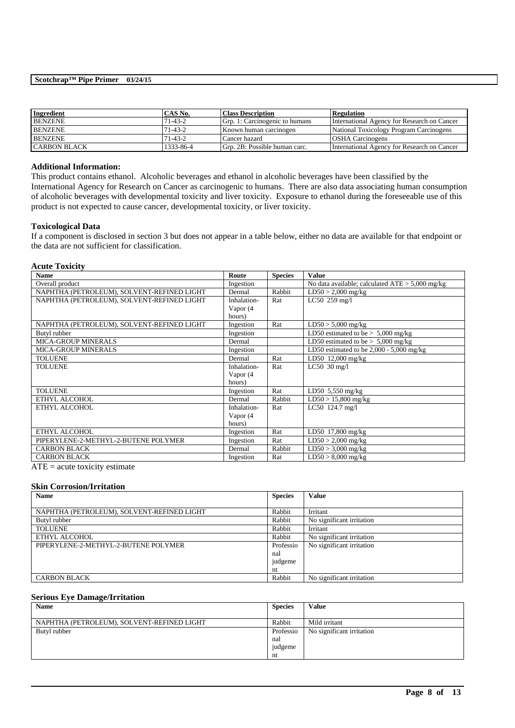| Ingredient | CAS No. | Class Description | Regulation |
|---|---|---|---|
| BENZENE | 71-43-2 | Grp. 1: Carcinogenic to humans | International Agency for Research on Cancer |
| BENZENE | 71-43-2 | Known human carcinogen | National Toxicology Program Carcinogens |
| BENZENE | 71-43-2 | Cancer hazard | OSHA Carcinogens |
| CARBON BLACK | 1333-86-4 | Grp. 2B: Possible human carc. | International Agency for Research on Cancer |

**Additional Information:**

This product contains ethanol. Alcoholic beverages and ethanol in alcoholic beverages have been classified by the International Agency for Research on Cancer as carcinogenic to humans. There are also data associating human consumption of alcoholic beverages with developmental toxicity and liver toxicity. Exposure to ethanol during the foreseeable use of this product is not expected to cause cancer, developmental toxicity, or liver toxicity.

**Toxicological Data**

If a component is disclosed in section 3 but does not appear in a table below, either no data are available for that endpoint or the data are not sufficient for classification.

**Acute Toxicity**

| Name | Route | Species | Value |
|---|---|---|---|
| Overall product | Ingestion | | No data available; calculated ATE > 5,000 mg/kg |
| NAPHTHA (PETROLEUM), SOLVENT-REFINED LIGHT | Dermal | Rabbit | LD50 > 2,000 mg/kg |
| NAPHTHA (PETROLEUM), SOLVENT-REFINED LIGHT | Inhalation-Vapor (4 hours) | Rat | LC50 259 mg/l |
| NAPHTHA (PETROLEUM), SOLVENT-REFINED LIGHT | Ingestion | Rat | LD50 > 5,000 mg/kg |
| Butyl rubber | Ingestion | | LD50 estimated to be > 5,000 mg/kg |
| MICA-GROUP MINERALS | Dermal | | LD50 estimated to be > 5,000 mg/kg |
| MICA-GROUP MINERALS | Ingestion | | LD50 estimated to be 2,000 - 5,000 mg/kg |
| TOLUENE | Dermal | Rat | LD50 12,000 mg/kg |
| TOLUENE | Inhalation-Vapor (4 hours) | Rat | LC50 30 mg/l |
| TOLUENE | Ingestion | Rat | LD50 5,550 mg/kg |
| ETHYL ALCOHOL | Dermal | Rabbit | LD50 > 15,800 mg/kg |
| ETHYL ALCOHOL | Inhalation-Vapor (4 hours) | Rat | LC50 124.7 mg/l |
| ETHYL ALCOHOL | Ingestion | Rat | LD50 17,800 mg/kg |
| PIPERYLENE-2-METHYL-2-BUTENE POLYMER | Ingestion | Rat | LD50 > 2,000 mg/kg |
| CARBON BLACK | Dermal | Rabbit | LD50 > 3,000 mg/kg |
| CARBON BLACK | Ingestion | Rat | LD50 > 8,000 mg/kg |

ATE = acute toxicity estimate

**Skin Corrosion/Irritation**

| Name | Species | Value |
|---|---|---|
| NAPHTHA (PETROLEUM), SOLVENT-REFINED LIGHT | Rabbit | Irritant |
| Butyl rubber | Rabbit | No significant irritation |
| TOLUENE | Rabbit | Irritant |
| ETHYL ALCOHOL | Rabbit | No significant irritation |
| PIPERYLENE-2-METHYL-2-BUTENE POLYMER | Professional judgement | No significant irritation |
| CARBON BLACK | Rabbit | No significant irritation |

**Serious Eye Damage/Irritation**

| Name | Species | Value |
|---|---|---|
| NAPHTHA (PETROLEUM), SOLVENT-REFINED LIGHT | Rabbit | Mild irritant |
| Butyl rubber | Professional judgement | No significant irritation |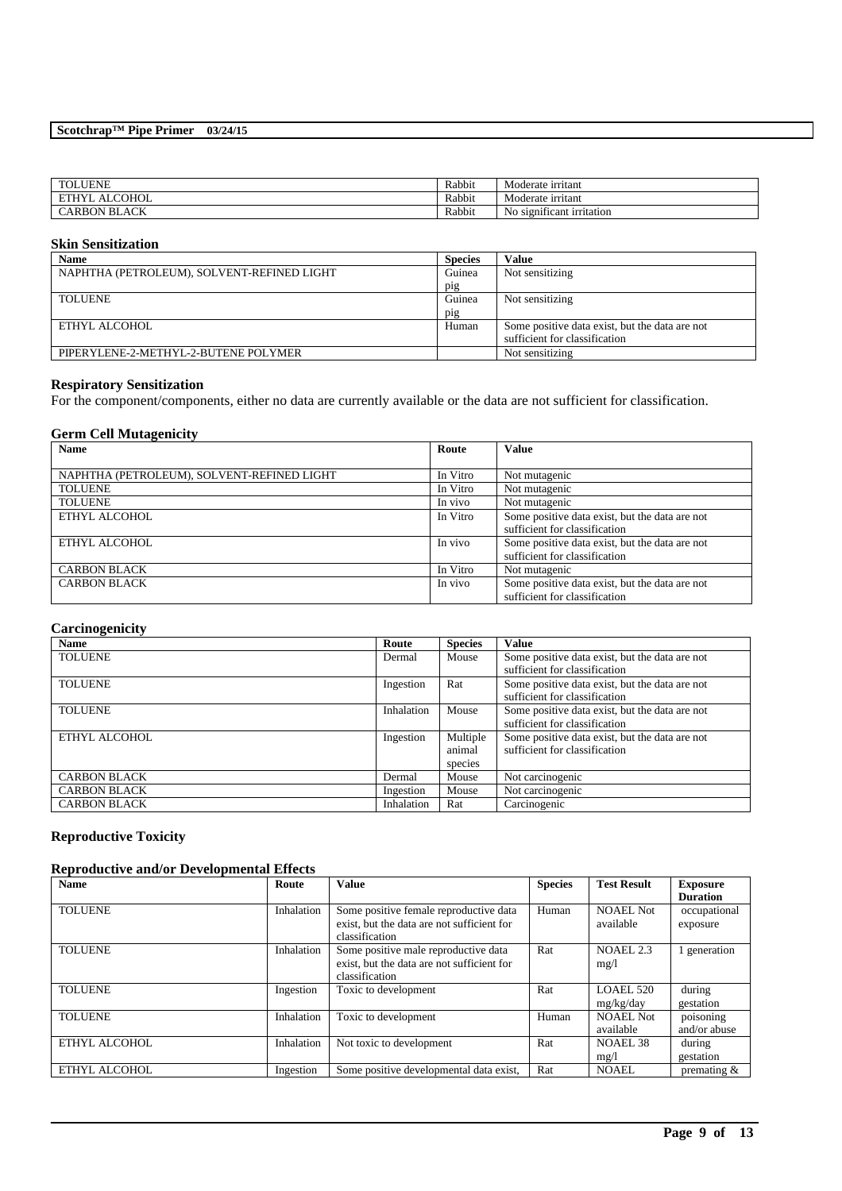| TOLUENE | Rabbit | Moderate irritant |
|---|---|---|
| ETHYL ALCOHOL | Rabbit | Moderate irritant |
| CARBON BLACK | Rabbit | No significant irritation |

### Skin Sensitization

| Name | Species | Value |
|---|---|---|
| NAPHTHA (PETROLEUM), SOLVENT-REFINED LIGHT | Guinea pig | Not sensitizing |
| TOLUENE | Guinea pig | Not sensitizing |
| ETHYL ALCOHOL | Human | Some positive data exist, but the data are not sufficient for classification |
| PIPERYLENE-2-METHYL-2-BUTENE POLYMER | | Not sensitizing |

### Respiratory Sensitization

For the component/components, either no data are currently available or the data are not sufficient for classification.

### Germ Cell Mutagenicity

| Name | Route | Value |
|---|---|---|
| NAPHTHA (PETROLEUM), SOLVENT-REFINED LIGHT | In Vitro | Not mutagenic |
| TOLUENE | In Vitro | Not mutagenic |
| TOLUENE | In vivo | Not mutagenic |
| ETHYL ALCOHOL | In Vitro | Some positive data exist, but the data are not sufficient for classification |
| ETHYL ALCOHOL | In vivo | Some positive data exist, but the data are not sufficient for classification |
| CARBON BLACK | In Vitro | Not mutagenic |
| CARBON BLACK | In vivo | Some positive data exist, but the data are not sufficient for classification |

### Carcinogenicity

| Name | Route | Species | Value |
|---|---|---|---|
| TOLUENE | Dermal | Mouse | Some positive data exist, but the data are not sufficient for classification |
| TOLUENE | Ingestion | Rat | Some positive data exist, but the data are not sufficient for classification |
| TOLUENE | Inhalation | Mouse | Some positive data exist, but the data are not sufficient for classification |
| ETHYL ALCOHOL | Ingestion | Multiple animal species | Some positive data exist, but the data are not sufficient for classification |
| CARBON BLACK | Dermal | Mouse | Not carcinogenic |
| CARBON BLACK | Ingestion | Mouse | Not carcinogenic |
| CARBON BLACK | Inhalation | Rat | Carcinogenic |

### Reproductive Toxicity

### Reproductive and/or Developmental Effects

| Name | Route | Value | Species | Test Result | Exposure Duration |
|---|---|---|---|---|---|
| TOLUENE | Inhalation | Some positive female reproductive data exist, but the data are not sufficient for classification | Human | NOAEL Not available | occupational exposure |
| TOLUENE | Inhalation | Some positive male reproductive data exist, but the data are not sufficient for classification | Rat | NOAEL 2.3 mg/l | 1 generation |
| TOLUENE | Ingestion | Toxic to development | Rat | LOAEL 520 mg/kg/day | during gestation |
| TOLUENE | Inhalation | Toxic to development | Human | NOAEL Not available | poisoning and/or abuse |
| ETHYL ALCOHOL | Inhalation | Not toxic to development | Rat | NOAEL 38 mg/l | during gestation |
| ETHYL ALCOHOL | Ingestion | Some positive developmental data exist, | Rat | NOAEL | premating & |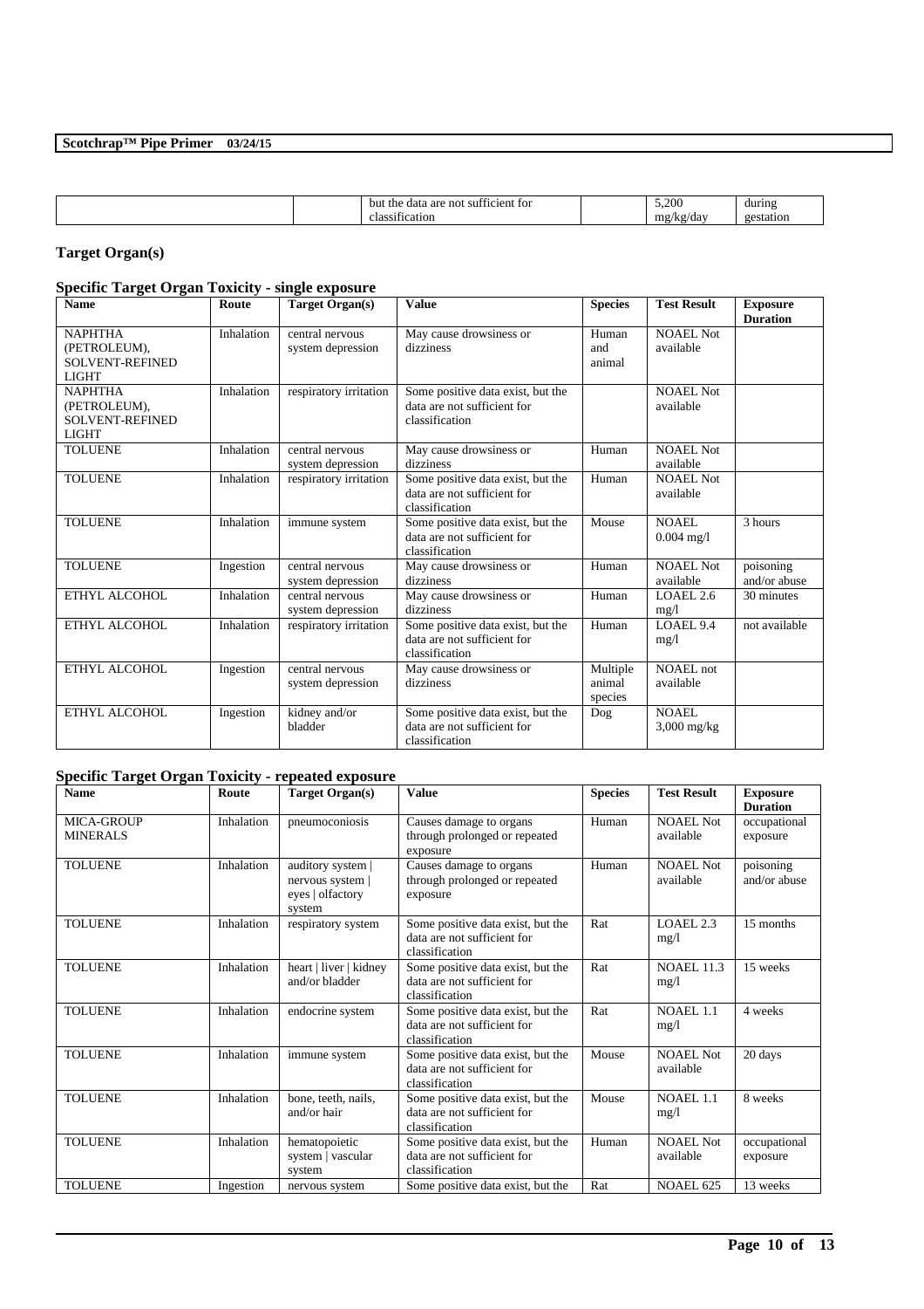| | | but the data are not sufficient for classification | | 5,200 mg/kg/day | during gestation |
|---|---|---|---|---|---|

## Target Organ(s)

### Specific Target Organ Toxicity - single exposure

| Name | Route | Target Organ(s) | Value | Species | Test Result | Exposure Duration |
|---|---|---|---|---|---|---|
| NAPHTHA (PETROLEUM), SOLVENT-REFINED LIGHT | Inhalation | central nervous system depression | May cause drowsiness or dizziness | Human and animal | NOAEL Not available | |
| NAPHTHA (PETROLEUM), SOLVENT-REFINED LIGHT | Inhalation | respiratory irritation | Some positive data exist, but the data are not sufficient for classification | | NOAEL Not available | |
| TOLUENE | Inhalation | central nervous system depression | May cause drowsiness or dizziness | Human | NOAEL Not available | |
| TOLUENE | Inhalation | respiratory irritation | Some positive data exist, but the data are not sufficient for classification | Human | NOAEL Not available | |
| TOLUENE | Inhalation | immune system | Some positive data exist, but the data are not sufficient for classification | Mouse | NOAEL 0.004 mg/l | 3 hours |
| TOLUENE | Ingestion | central nervous system depression | May cause drowsiness or dizziness | Human | NOAEL Not available | poisoning and/or abuse |
| ETHYL ALCOHOL | Inhalation | central nervous system depression | May cause drowsiness or dizziness | Human | LOAEL 2.6 mg/l | 30 minutes |
| ETHYL ALCOHOL | Inhalation | respiratory irritation | Some positive data exist, but the data are not sufficient for classification | Human | LOAEL 9.4 mg/l | not available |
| ETHYL ALCOHOL | Ingestion | central nervous system depression | May cause drowsiness or dizziness | Multiple animal species | NOAEL not available | |
| ETHYL ALCOHOL | Ingestion | kidney and/or bladder | Some positive data exist, but the data are not sufficient for classification | Dog | NOAEL 3,000 mg/kg | |

### Specific Target Organ Toxicity - repeated exposure

| Name | Route | Target Organ(s) | Value | Species | Test Result | Exposure Duration |
|---|---|---|---|---|---|---|
| MICA-GROUP MINERALS | Inhalation | pneumoconiosis | Causes damage to organs through prolonged or repeated exposure | Human | NOAEL Not available | occupational exposure |
| TOLUENE | Inhalation | auditory system \| nervous system \| eyes \| olfactory system | Causes damage to organs through prolonged or repeated exposure | Human | NOAEL Not available | poisoning and/or abuse |
| TOLUENE | Inhalation | respiratory system | Some positive data exist, but the data are not sufficient for classification | Rat | LOAEL 2.3 mg/l | 15 months |
| TOLUENE | Inhalation | heart \| liver \| kidney and/or bladder | Some positive data exist, but the data are not sufficient for classification | Rat | NOAEL 11.3 mg/l | 15 weeks |
| TOLUENE | Inhalation | endocrine system | Some positive data exist, but the data are not sufficient for classification | Rat | NOAEL 1.1 mg/l | 4 weeks |
| TOLUENE | Inhalation | immune system | Some positive data exist, but the data are not sufficient for classification | Mouse | NOAEL Not available | 20 days |
| TOLUENE | Inhalation | bone, teeth, nails, and/or hair | Some positive data exist, but the data are not sufficient for classification | Mouse | NOAEL 1.1 mg/l | 8 weeks |
| TOLUENE | Inhalation | hematopoietic system \| vascular system | Some positive data exist, but the data are not sufficient for classification | Human | NOAEL Not available | occupational exposure |
| TOLUENE | Ingestion | nervous system | Some positive data exist, but the | Rat | NOAEL 625 | 13 weeks |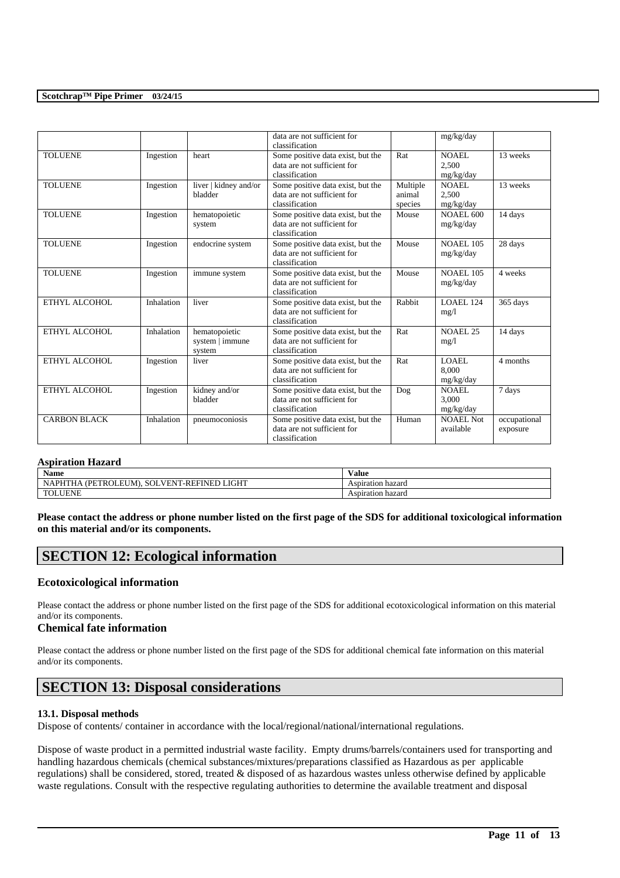| | | | data are not sufficient for classification | | mg/kg/day | |
|---|---|---|---|---|---|---|
| TOLUENE | Ingestion | heart | Some positive data exist, but the data are not sufficient for classification | Rat | NOAEL 2,500 mg/kg/day | 13 weeks |
| TOLUENE | Ingestion | liver \| kidney and/or bladder | Some positive data exist, but the data are not sufficient for classification | Multiple animal species | NOAEL 2,500 mg/kg/day | 13 weeks |
| TOLUENE | Ingestion | hematopoietic system | Some positive data exist, but the data are not sufficient for classification | Mouse | NOAEL 600 mg/kg/day | 14 days |
| TOLUENE | Ingestion | endocrine system | Some positive data exist, but the data are not sufficient for classification | Mouse | NOAEL 105 mg/kg/day | 28 days |
| TOLUENE | Ingestion | immune system | Some positive data exist, but the data are not sufficient for classification | Mouse | NOAEL 105 mg/kg/day | 4 weeks |
| ETHYL ALCOHOL | Inhalation | liver | Some positive data exist, but the data are not sufficient for classification | Rabbit | LOAEL 124 mg/l | 365 days |
| ETHYL ALCOHOL | Inhalation | hematopoietic system \| immune system | Some positive data exist, but the data are not sufficient for classification | Rat | NOAEL 25 mg/l | 14 days |
| ETHYL ALCOHOL | Ingestion | liver | Some positive data exist, but the data are not sufficient for classification | Rat | LOAEL 8,000 mg/kg/day | 4 months |
| ETHYL ALCOHOL | Ingestion | kidney and/or bladder | Some positive data exist, but the data are not sufficient for classification | Dog | NOAEL 3,000 mg/kg/day | 7 days |
| CARBON BLACK | Inhalation | pneumoconiosis | Some positive data exist, but the data are not sufficient for classification | Human | NOAEL Not available | occupational exposure |

**Aspiration Hazard**

| Name | Value |
|---|---|
| NAPHTHA (PETROLEUM), SOLVENT-REFINED LIGHT | Aspiration hazard |
| TOLUENE | Aspiration hazard |

**Please contact the address or phone number listed on the first page of the SDS for additional toxicological information on this material and/or its components.**

## SECTION 12: Ecological information

### Ecotoxicological information

Please contact the address or phone number listed on the first page of the SDS for additional ecotoxicological information on this material and/or its components.

### Chemical fate information

Please contact the address or phone number listed on the first page of the SDS for additional chemical fate information on this material and/or its components.

## SECTION 13: Disposal considerations

#### 13.1. Disposal methods

Dispose of contents/ container in accordance with the local/regional/national/international regulations.

Dispose of waste product in a permitted industrial waste facility. Empty drums/barrels/containers used for transporting and handling hazardous chemicals (chemical substances/mixtures/preparations classified as Hazardous as per applicable regulations) shall be considered, stored, treated & disposed of as hazardous wastes unless otherwise defined by applicable waste regulations. Consult with the respective regulating authorities to determine the available treatment and disposal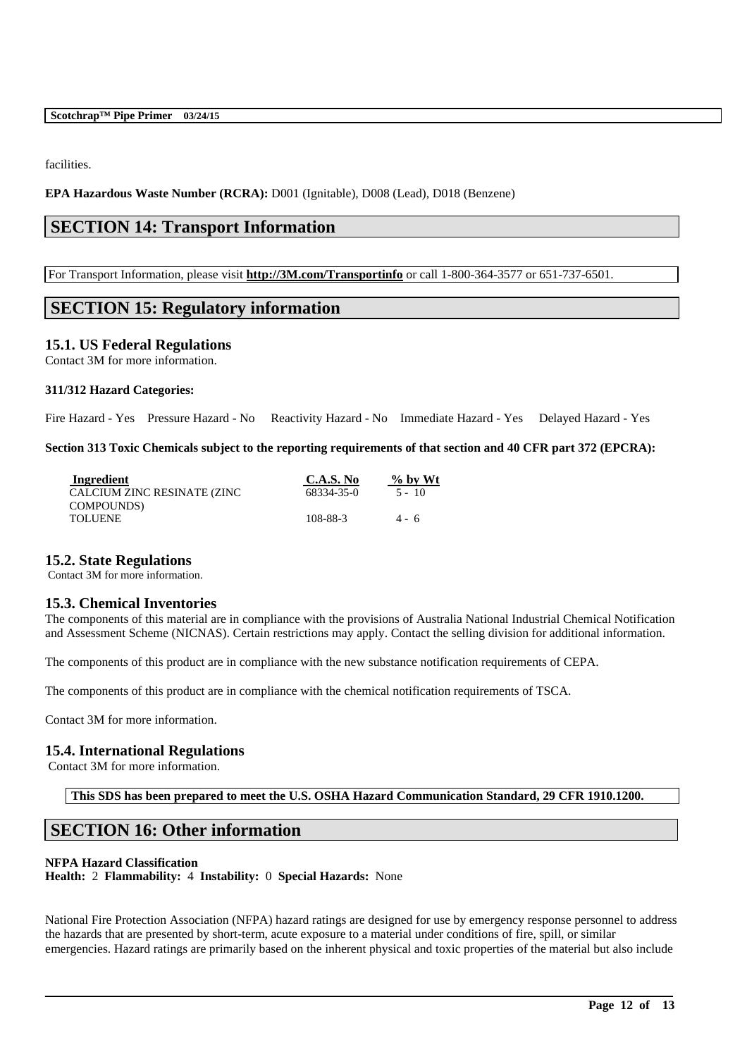facilities.

**EPA Hazardous Waste Number (RCRA):** D001 (Ignitable), D008 (Lead), D018 (Benzene)

## SECTION 14: Transport Information

For Transport Information, please visit **http://3M.com/Transportinfo** or call 1-800-364-3577 or 651-737-6501.

## SECTION 15: Regulatory information

### 15.1. US Federal Regulations

Contact 3M for more information.

**311/312 Hazard Categories:**

Fire Hazard - Yes Pressure Hazard - No Reactivity Hazard - No Immediate Hazard - Yes Delayed Hazard - Yes

**Section 313 Toxic Chemicals subject to the reporting requirements of that section and 40 CFR part 372 (EPCRA):**

| Ingredient | C.A.S. No | % by Wt |
|---|---|---|
| CALCIUM ZINC RESINATE (ZINC COMPOUNDS) | 68334-35-0 | 5 - 10 |
| TOLUENE | 108-88-3 | 4 - 6 |

### 15.2. State Regulations

Contact 3M for more information.

### 15.3. Chemical Inventories

The components of this material are in compliance with the provisions of Australia National Industrial Chemical Notification and Assessment Scheme (NICNAS). Certain restrictions may apply. Contact the selling division for additional information.

The components of this product are in compliance with the new substance notification requirements of CEPA.

The components of this product are in compliance with the chemical notification requirements of TSCA.

Contact 3M for more information.

### 15.4. International Regulations

Contact 3M for more information.

**This SDS has been prepared to meet the U.S. OSHA Hazard Communication Standard, 29 CFR 1910.1200.**

## SECTION 16: Other information

**NFPA Hazard Classification**
**Health:** 2 **Flammability:** 4 **Instability:** 0 **Special Hazards:** None

National Fire Protection Association (NFPA) hazard ratings are designed for use by emergency response personnel to address the hazards that are presented by short-term, acute exposure to a material under conditions of fire, spill, or similar emergencies. Hazard ratings are primarily based on the inherent physical and toxic properties of the material but also include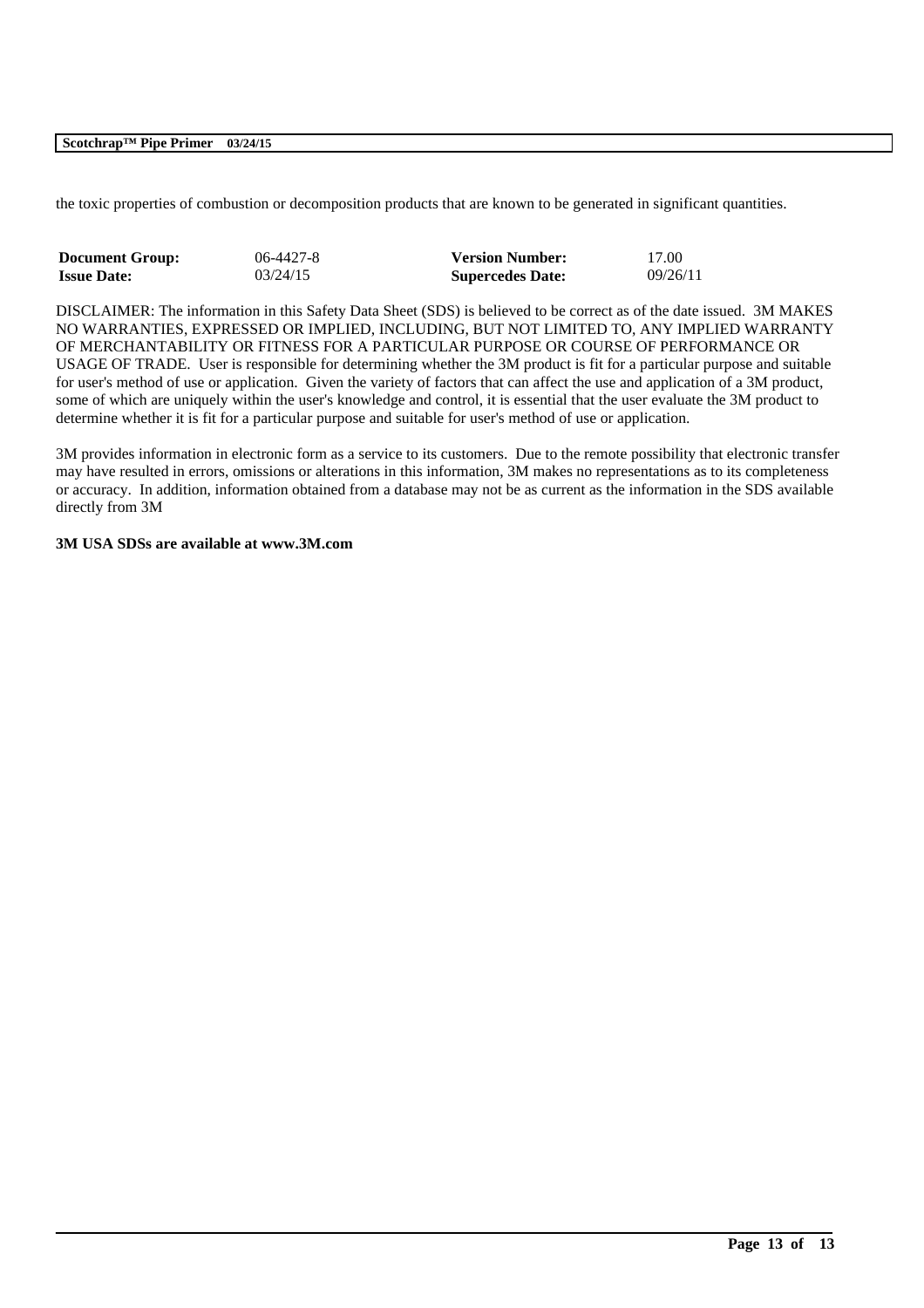the toxic properties of combustion or decomposition products that are known to be generated in significant quantities.

| | | | |
|---|---|---|---|
| **Document Group:** | 06-4427-8 | **Version Number:** | 17.00 |
| **Issue Date:** | 03/24/15 | **Supercedes Date:** | 09/26/11 |

DISCLAIMER: The information in this Safety Data Sheet (SDS) is believed to be correct as of the date issued. 3M MAKES NO WARRANTIES, EXPRESSED OR IMPLIED, INCLUDING, BUT NOT LIMITED TO, ANY IMPLIED WARRANTY OF MERCHANTABILITY OR FITNESS FOR A PARTICULAR PURPOSE OR COURSE OF PERFORMANCE OR USAGE OF TRADE. User is responsible for determining whether the 3M product is fit for a particular purpose and suitable for user's method of use or application. Given the variety of factors that can affect the use and application of a 3M product, some of which are uniquely within the user's knowledge and control, it is essential that the user evaluate the 3M product to determine whether it is fit for a particular purpose and suitable for user's method of use or application.

3M provides information in electronic form as a service to its customers. Due to the remote possibility that electronic transfer may have resulted in errors, omissions or alterations in this information, 3M makes no representations as to its completeness or accuracy. In addition, information obtained from a database may not be as current as the information in the SDS available directly from 3M

**3M USA SDSs are available at www.3M.com**